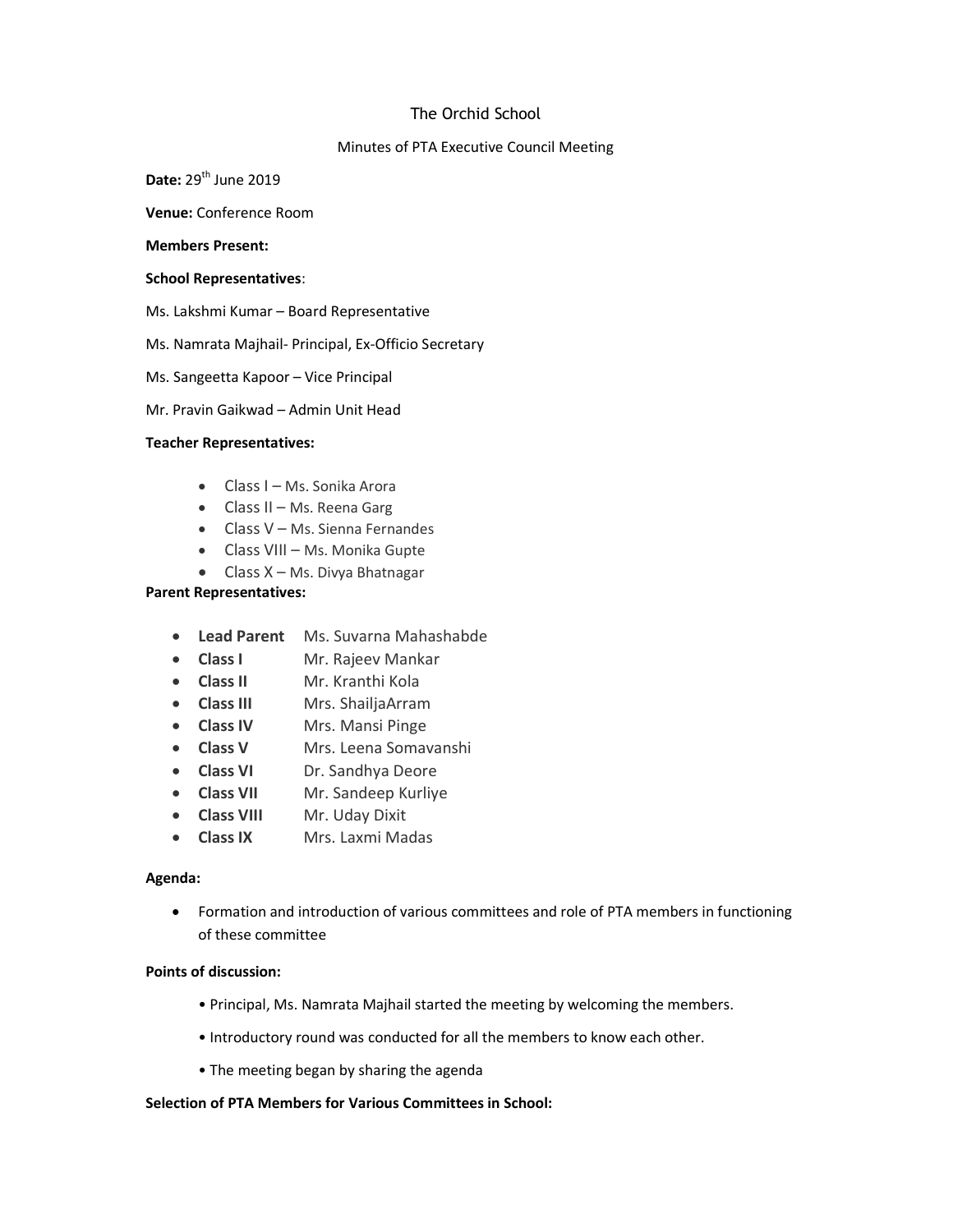# The Orchid School

## Minutes of PTA Executive Council Meeting

**Date:** 29th June 2019

**Venue:** Conference Room

**Members Present:**

**School Representatives**:

Ms. Lakshmi Kumar – Board Representative

Ms. Namrata Majhail- Principal, Ex-Officio Secretary

Ms. Sangeetta Kapoor – Vice Principal

Mr. Pravin Gaikwad – Admin Unit Head

**Teacher Representatives:**

- Class I – Ms. Sonika Arora
- Class II – Ms. Reena Garg
- Class V – Ms. Sienna Fernandes
- Class VIII – Ms. Monika Gupte
- Class X – Ms. Divya Bhatnagar

**Parent Representatives:**

- **Lead Parent** Ms. Suvarna Mahashabde
- **Class I** Mr. Rajeev Mankar
- **Class II** Mr. Kranthi Kola
- **Class III** Mrs. ShailjaArram
- **Class IV** Mrs. Mansi Pinge
- **Class V** Mrs. Leena Somavanshi
- **Class VI** Dr. Sandhya Deore
- **Class VII** Mr. Sandeep Kurliye
- **Class VIII** Mr. Uday Dixit
- **Class IX** Mrs. Laxmi Madas

**Agenda:**

- Formation and introduction of various committees and role of PTA members in functioning of these committee

**Points of discussion:**

- Principal, Ms. Namrata Majhail started the meeting by welcoming the members.
- Introductory round was conducted for all the members to know each other.
- The meeting began by sharing the agenda

**Selection of PTA Members for Various Committees in School:**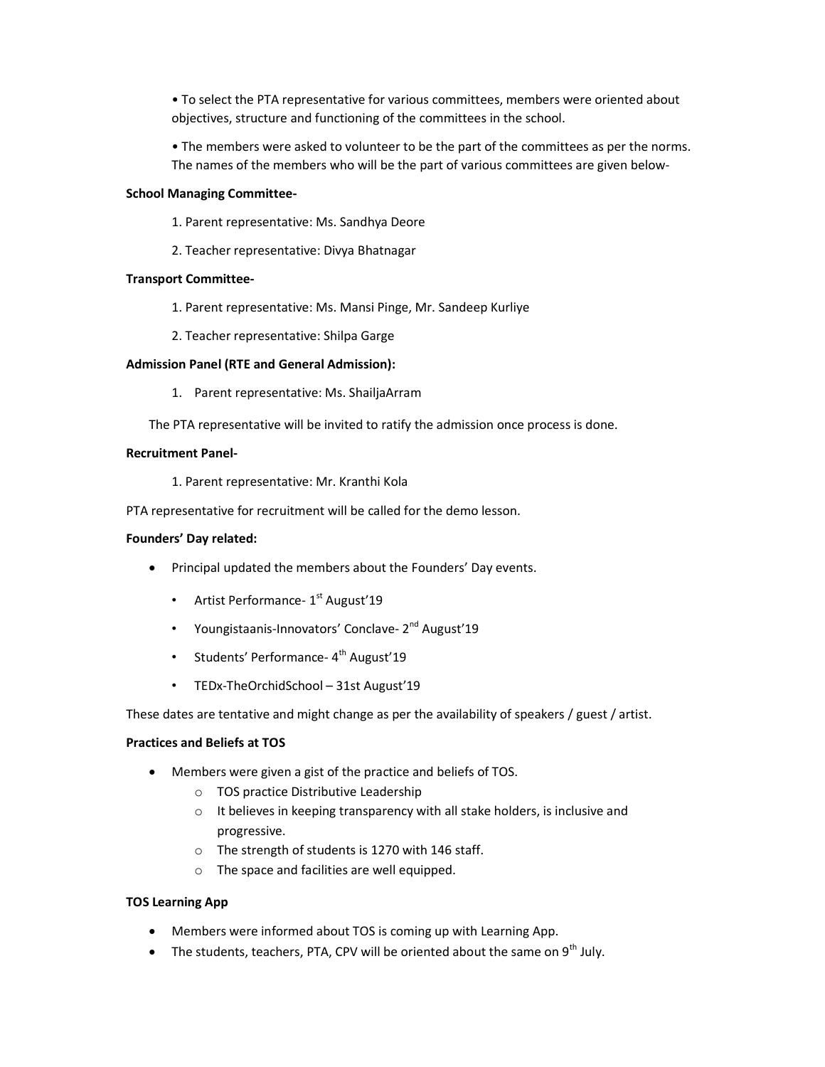• To select the PTA representative for various committees, members were oriented about objectives, structure and functioning of the committees in the school.

• The members were asked to volunteer to be the part of the committees as per the norms. The names of the members who will be the part of various committees are given below-

**School Managing Committee-**

1. Parent representative: Ms. Sandhya Deore
2. Teacher representative: Divya Bhatnagar

**Transport Committee-**

1. Parent representative: Ms. Mansi Pinge, Mr. Sandeep Kurliye
2. Teacher representative: Shilpa Garge

**Admission Panel (RTE and General Admission):**

1. Parent representative: Ms. ShailjaArram

The PTA representative will be invited to ratify the admission once process is done.

**Recruitment Panel-**

1. Parent representative: Mr. Kranthi Kola

PTA representative for recruitment will be called for the demo lesson.

**Founders' Day related:**

- Principal updated the members about the Founders' Day events.
  - Artist Performance- 1st August'19
  - Youngistaanis-Innovators' Conclave- 2nd August'19
  - Students' Performance- 4th August'19
  - TEDx-TheOrchidSchool – 31st August'19

These dates are tentative and might change as per the availability of speakers / guest / artist.

**Practices and Beliefs at TOS**

- Members were given a gist of the practice and beliefs of TOS.
  - TOS practice Distributive Leadership
  - It believes in keeping transparency with all stake holders, is inclusive and progressive.
  - The strength of students is 1270 with 146 staff.
  - The space and facilities are well equipped.

**TOS Learning App**

- Members were informed about TOS is coming up with Learning App.
- The students, teachers, PTA, CPV will be oriented about the same on 9th July.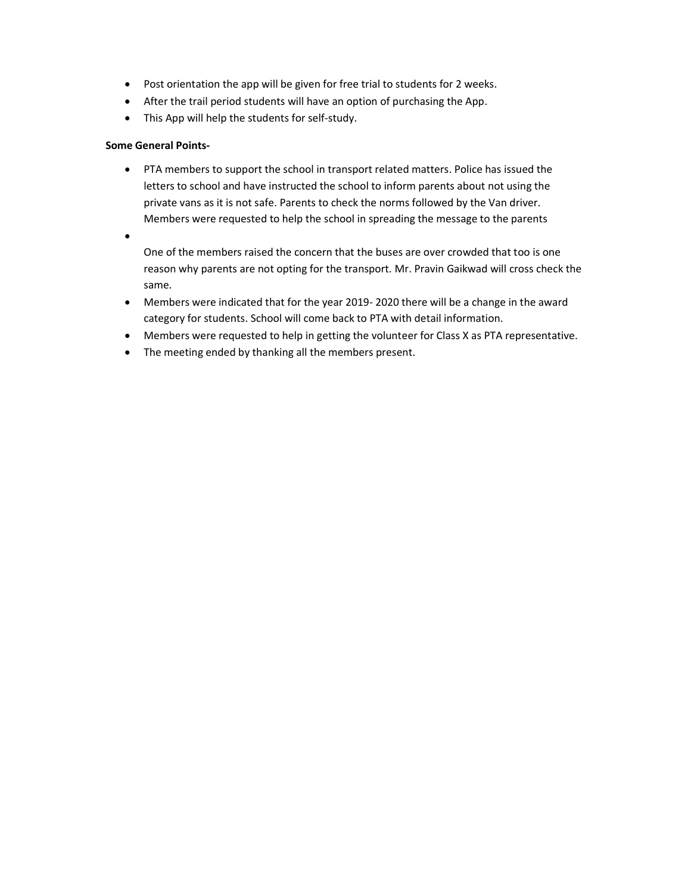- Post orientation the app will be given for free trial to students for 2 weeks.
- After the trail period students will have an option of purchasing the App.
- This App will help the students for self-study.

**Some General Points-**

- PTA members to support the school in transport related matters. Police has issued the letters to school and have instructed the school to inform parents about not using the private vans as it is not safe. Parents to check the norms followed by the Van driver. Members were requested to help the school in spreading the message to the parents
- One of the members raised the concern that the buses are over crowded that too is one reason why parents are not opting for the transport. Mr. Pravin Gaikwad will cross check the same.
- Members were indicated that for the year 2019- 2020 there will be a change in the award category for students. School will come back to PTA with detail information.
- Members were requested to help in getting the volunteer for Class X as PTA representative.
- The meeting ended by thanking all the members present.